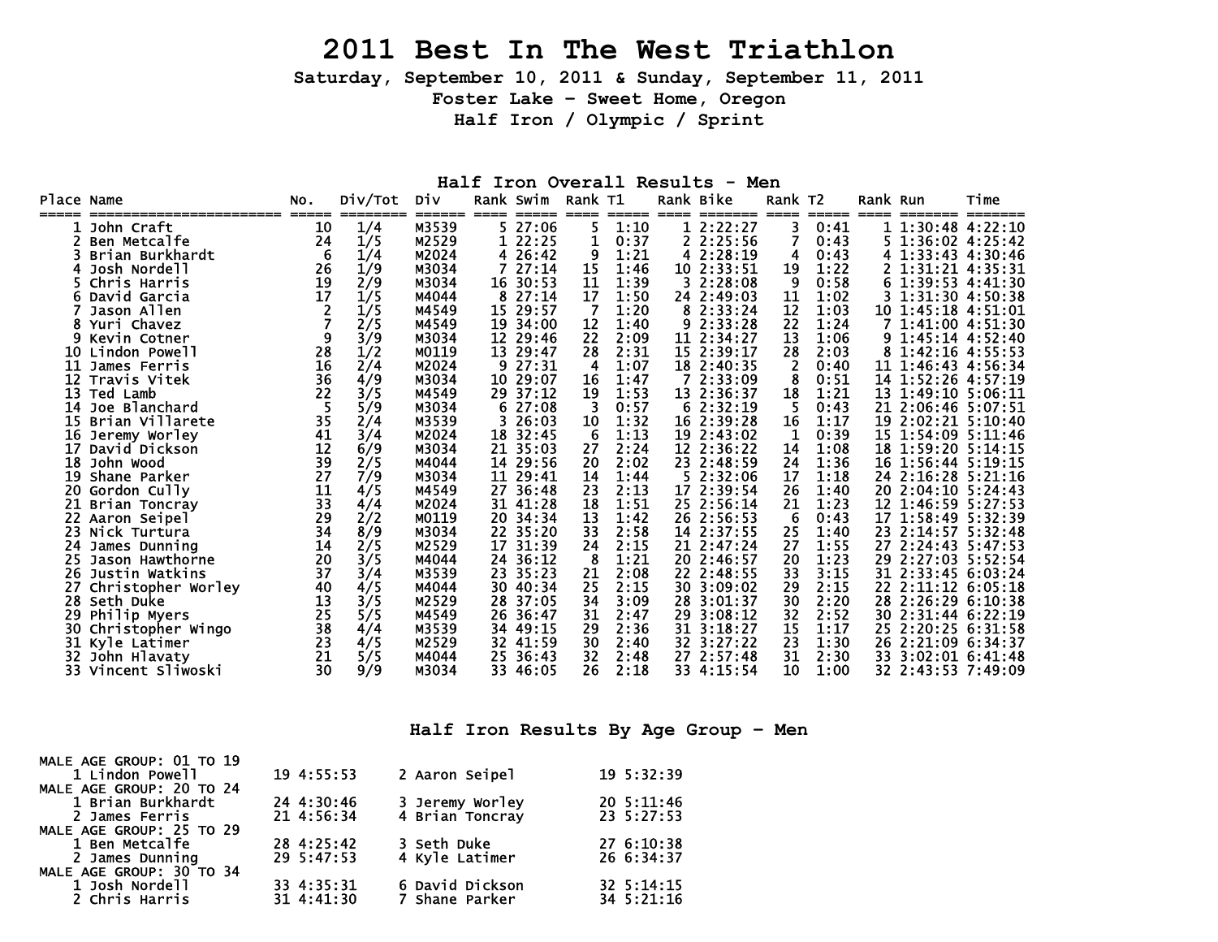# 2011 Best In The West Triathlon

**Saturday, September 10, 2011 & Sunday, September 11, 2011**

**Foster Lake - Sweet Home, Oregon**

**Half Iron / Olympic / Sprint**

## Half Iron Overall Results - Men

| Place | Name | No. | Div/Tot | Div | Rank | Swim | Rank | T1 | Rank | Bike | Rank | T2 | Rank | Run | Time |
|---|---|---|---|---|---|---|---|---|---|---|---|---|---|---|---|
| 1 | John Craft | 10 | 1/4 | M3539 | 5 | 27:06 | 5 | 1:10 | 1 | 2:22:27 | 3 | 0:41 | 1 | 1:30:48 | 4:22:10 |
| 2 | Ben Metcalfe | 24 | 1/5 | M2529 | 1 | 22:25 | 1 | 0:37 | 2 | 2:25:56 | 7 | 0:43 | 5 | 1:36:02 | 4:25:42 |
| 3 | Brian Burkhardt | 6 | 1/4 | M2024 | 4 | 26:42 | 9 | 1:21 | 4 | 2:28:19 | 4 | 0:43 | 4 | 1:33:43 | 4:30:46 |
| 4 | Josh Nordell | 26 | 1/9 | M3034 | 7 | 27:14 | 15 | 1:46 | 10 | 2:33:51 | 19 | 1:22 | 2 | 1:31:21 | 4:35:31 |
| 5 | Chris Harris | 19 | 2/9 | M3034 | 16 | 30:53 | 11 | 1:39 | 3 | 2:28:08 | 9 | 0:58 | 6 | 1:39:53 | 4:41:30 |
| 6 | David Garcia | 17 | 1/5 | M4044 | 8 | 27:14 | 17 | 1:50 | 24 | 2:49:03 | 11 | 1:02 | 3 | 1:31:30 | 4:50:38 |
| 7 | Jason Allen | 2 | 1/5 | M4549 | 15 | 29:57 | 7 | 1:20 | 8 | 2:33:24 | 12 | 1:03 | 10 | 1:45:18 | 4:51:01 |
| 8 | Yuri Chavez | 7 | 2/5 | M4549 | 19 | 34:00 | 12 | 1:40 | 9 | 2:33:28 | 22 | 1:24 | 7 | 1:41:00 | 4:51:30 |
| 9 | Kevin Cotner | 9 | 3/9 | M3034 | 12 | 29:46 | 22 | 2:09 | 11 | 2:34:27 | 13 | 1:06 | 9 | 1:45:14 | 4:52:40 |
| 10 | Lindon Powell | 28 | 1/2 | M0119 | 13 | 29:47 | 28 | 2:31 | 15 | 2:39:17 | 28 | 2:03 | 8 | 1:42:16 | 4:55:53 |
| 11 | James Ferris | 16 | 2/4 | M2024 | 9 | 27:31 | 4 | 1:07 | 18 | 2:40:35 | 2 | 0:40 | 11 | 1:46:43 | 4:56:34 |
| 12 | Travis Vitek | 36 | 4/9 | M3034 | 10 | 29:07 | 16 | 1:47 | 7 | 2:33:09 | 8 | 0:51 | 14 | 1:52:26 | 4:57:19 |
| 13 | Ted Lamb | 22 | 3/5 | M4549 | 29 | 37:12 | 19 | 1:53 | 13 | 2:36:37 | 18 | 1:21 | 13 | 1:49:10 | 5:06:11 |
| 14 | Joe Blanchard | 5 | 5/9 | M3034 | 6 | 27:08 | 3 | 0:57 | 6 | 2:32:19 | 5 | 0:43 | 21 | 2:06:46 | 5:07:51 |
| 15 | Brian Villarete | 35 | 2/4 | M3539 | 3 | 26:03 | 10 | 1:32 | 16 | 2:39:28 | 16 | 1:17 | 19 | 2:02:21 | 5:10:40 |
| 16 | Jeremy Worley | 41 | 3/4 | M2024 | 18 | 32:45 | 6 | 1:13 | 19 | 2:43:02 | 1 | 0:39 | 15 | 1:54:09 | 5:11:46 |
| 17 | David Dickson | 12 | 6/9 | M3034 | 21 | 35:03 | 27 | 2:24 | 12 | 2:36:22 | 14 | 1:08 | 18 | 1:59:20 | 5:14:15 |
| 18 | John Wood | 39 | 2/5 | M4044 | 14 | 29:56 | 20 | 2:02 | 23 | 2:48:59 | 24 | 1:36 | 16 | 1:56:44 | 5:19:15 |
| 19 | Shane Parker | 27 | 7/9 | M3034 | 11 | 29:41 | 14 | 1:44 | 5 | 2:32:06 | 17 | 1:18 | 24 | 2:16:28 | 5:21:16 |
| 20 | Gordon Cully | 11 | 4/5 | M4549 | 27 | 36:48 | 23 | 2:13 | 17 | 2:39:54 | 26 | 1:40 | 20 | 2:04:10 | 5:24:43 |
| 21 | Brian Toncray | 33 | 4/4 | M2024 | 31 | 41:28 | 18 | 1:51 | 25 | 2:56:14 | 21 | 1:23 | 12 | 1:46:59 | 5:27:53 |
| 22 | Aaron Seipel | 29 | 2/2 | M0119 | 20 | 34:34 | 13 | 1:42 | 26 | 2:56:53 | 6 | 0:43 | 17 | 1:58:49 | 5:32:39 |
| 23 | Nick Turtura | 34 | 8/9 | M3034 | 22 | 35:20 | 33 | 2:58 | 14 | 2:37:55 | 25 | 1:40 | 23 | 2:14:57 | 5:32:48 |
| 24 | James Dunning | 14 | 2/5 | M2529 | 17 | 31:39 | 24 | 2:15 | 21 | 2:47:24 | 27 | 1:55 | 27 | 2:24:43 | 5:47:53 |
| 25 | Jason Hawthorne | 20 | 3/5 | M4044 | 24 | 36:12 | 8 | 1:21 | 20 | 2:46:57 | 20 | 1:23 | 29 | 2:27:03 | 5:52:54 |
| 26 | Justin Watkins | 37 | 3/4 | M3539 | 23 | 35:23 | 21 | 2:08 | 22 | 2:48:55 | 33 | 3:15 | 31 | 2:33:45 | 6:03:24 |
| 27 | Christopher Worley | 40 | 4/5 | M4044 | 30 | 40:34 | 25 | 2:15 | 30 | 3:09:02 | 29 | 2:15 | 22 | 2:11:12 | 6:05:18 |
| 28 | Seth Duke | 13 | 3/5 | M2529 | 28 | 37:05 | 34 | 3:09 | 28 | 3:01:37 | 30 | 2:20 | 28 | 2:26:29 | 6:10:38 |
| 29 | Philip Myers | 25 | 5/5 | M4549 | 26 | 36:47 | 31 | 2:47 | 29 | 3:08:12 | 32 | 2:52 | 30 | 2:31:44 | 6:22:19 |
| 30 | Christopher Wingo | 38 | 4/4 | M3539 | 34 | 49:15 | 29 | 2:36 | 31 | 3:18:27 | 15 | 1:17 | 25 | 2:20:25 | 6:31:58 |
| 31 | Kyle Latimer | 23 | 4/5 | M2529 | 32 | 41:59 | 30 | 2:40 | 32 | 3:27:22 | 23 | 1:30 | 26 | 2:21:09 | 6:34:37 |
| 32 | John Hlavaty | 21 | 5/5 | M4044 | 25 | 36:43 | 32 | 2:48 | 27 | 2:57:48 | 31 | 2:30 | 33 | 3:02:01 | 6:41:48 |
| 33 | Vincent Sliwoski | 30 | 9/9 | M3034 | 33 | 46:05 | 26 | 2:18 | 33 | 4:15:54 | 10 | 1:00 | 32 | 2:43:53 | 7:49:09 |

## Half Iron Results By Age Group - Men

**MALE AGE GROUP: 01 TO 19**

| Place | Name | Age | Time | Place | Name | Age | Time |
|---|---|---|---|---|---|---|---|
| 1 | Lindon Powell | 19 | 4:55:53 | 2 | Aaron Seipel | 19 | 5:32:39 |

**MALE AGE GROUP: 20 TO 24**

| Place | Name | Age | Time | Place | Name | Age | Time |
|---|---|---|---|---|---|---|---|
| 1 | Brian Burkhardt | 24 | 4:30:46 | 3 | Jeremy Worley | 20 | 5:11:46 |
| 2 | James Ferris | 21 | 4:56:34 | 4 | Brian Toncray | 23 | 5:27:53 |

**MALE AGE GROUP: 25 TO 29**

| Place | Name | Age | Time | Place | Name | Age | Time |
|---|---|---|---|---|---|---|---|
| 1 | Ben Metcalfe | 28 | 4:25:42 | 3 | Seth Duke | 27 | 6:10:38 |
| 2 | James Dunning | 29 | 5:47:53 | 4 | Kyle Latimer | 26 | 6:34:37 |

**MALE AGE GROUP: 30 TO 34**

| Place | Name | Age | Time | Place | Name | Age | Time |
|---|---|---|---|---|---|---|---|
| 1 | Josh Nordell | 33 | 4:35:31 | 6 | David Dickson | 32 | 5:14:15 |
| 2 | Chris Harris | 31 | 4:41:30 | 7 | Shane Parker | 34 | 5:21:16 |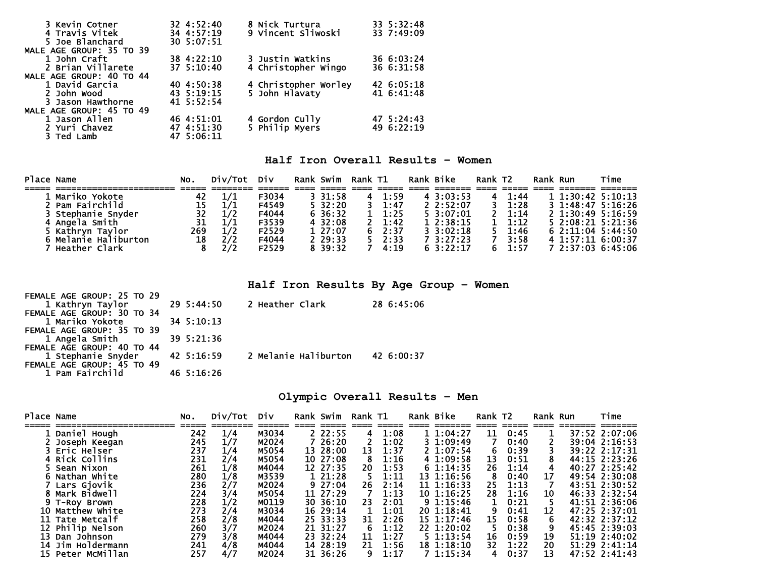3 Kevin Cotner 32 4:52:40
4 Travis Vitek 34 4:57:19
5 Joe Blanchard 30 5:07:51
8 Nick Turtura 33 5:32:48
9 Vincent Sliwoski 33 7:49:09

MALE AGE GROUP: 35 TO 39

1 John Craft 38 4:22:10
2 Brian Villarete 37 5:10:40
3 Justin Watkins 36 6:03:24
4 Christopher Wingo 36 6:31:58

MALE AGE GROUP: 40 TO 44

1 David Garcia 40 4:50:38
2 John Wood 43 5:19:15
3 Jason Hawthorne 41 5:52:54
4 Christopher Worley 42 6:05:18
5 John Hlavaty 41 6:41:48

MALE AGE GROUP: 45 TO 49

1 Jason Allen 46 4:51:01
2 Yuri Chavez 47 4:51:30
3 Ted Lamb 47 5:06:11
4 Gordon Cully 47 5:24:43
5 Philip Myers 49 6:22:19

## Half Iron Overall Results - Women

| Place | Name | No. | Div/Tot | Div | Rank | Swim | Rank | T1 | Rank | Bike | Rank | T2 | Rank | Run | Time |
|---|---|---|---|---|---|---|---|---|---|---|---|---|---|---|---|
| 1 | Mariko Yokote | 42 | 1/1 | F3034 | 3 | 31:58 | 4 | 1:59 | 4 | 3:03:53 | 4 | 1:44 | 1 | 1:30:42 | 5:10:13 |
| 2 | Pam Fairchild | 15 | 1/1 | F4549 | 5 | 32:20 | 3 | 1:47 | 2 | 2:52:07 | 3 | 1:28 | 3 | 1:48:47 | 5:16:26 |
| 3 | Stephanie Snyder | 32 | 1/2 | F4044 | 6 | 36:32 | 1 | 1:25 | 5 | 3:07:01 | 2 | 1:14 | 2 | 1:30:49 | 5:16:59 |
| 4 | Angela Smith | 31 | 1/1 | F3539 | 4 | 32:08 | 2 | 1:42 | 1 | 2:38:15 | 1 | 1:12 | 5 | 2:08:21 | 5:21:36 |
| 5 | Kathryn Taylor | 269 | 1/2 | F2529 | 1 | 27:07 | 6 | 2:37 | 3 | 3:02:18 | 5 | 1:46 | 6 | 2:11:04 | 5:44:50 |
| 6 | Melanie Haliburton | 18 | 2/2 | F4044 | 2 | 29:33 | 5 | 2:33 | 7 | 3:27:23 | 7 | 3:58 | 4 | 1:57:11 | 6:00:37 |
| 7 | Heather Clark | 8 | 2/2 | F2529 | 8 | 39:32 | 7 | 4:19 | 6 | 3:22:17 | 6 | 1:57 | 7 | 2:37:03 | 6:45:06 |

## Half Iron Results By Age Group - Women

FEMALE AGE GROUP: 25 TO 29

1 Kathryn Taylor 29 5:44:50
2 Heather Clark 28 6:45:06

FEMALE AGE GROUP: 30 TO 34

1 Mariko Yokote 34 5:10:13

FEMALE AGE GROUP: 35 TO 39

1 Angela Smith 39 5:21:36

FEMALE AGE GROUP: 40 TO 44

1 Stephanie Snyder 42 5:16:59
2 Melanie Haliburton 42 6:00:37

FEMALE AGE GROUP: 45 TO 49

1 Pam Fairchild 46 5:16:26

## Olympic Overall Results - Men

| Place | Name | No. | Div/Tot | Div | Rank | Swim | Rank | T1 | Rank | Bike | Rank | T2 | Rank | Run | Time |
|---|---|---|---|---|---|---|---|---|---|---|---|---|---|---|---|
| 1 | Daniel Hough | 242 | 1/4 | M3034 | 2 | 22:55 | 4 | 1:08 | 1 | 1:04:27 | 11 | 0:45 | 1 | 37:52 | 2:07:06 |
| 2 | Joseph Keegan | 245 | 1/7 | M2024 | 7 | 26:20 | 2 | 1:02 | 3 | 1:09:49 | 7 | 0:40 | 2 | 39:04 | 2:16:53 |
| 3 | Eric Helser | 237 | 1/4 | M5054 | 13 | 28:00 | 13 | 1:37 | 2 | 1:07:54 | 6 | 0:39 | 3 | 39:22 | 2:17:31 |
| 4 | Rick Collins | 231 | 2/4 | M5054 | 10 | 27:08 | 8 | 1:16 | 4 | 1:09:58 | 13 | 0:51 | 8 | 44:15 | 2:23:26 |
| 5 | Sean Nixon | 261 | 1/8 | M4044 | 12 | 27:35 | 20 | 1:53 | 6 | 1:14:35 | 26 | 1:14 | 4 | 40:27 | 2:25:42 |
| 6 | Nathan White | 280 | 1/8 | M3539 | 1 | 21:28 | 5 | 1:11 | 13 | 1:16:56 | 8 | 0:40 | 17 | 49:54 | 2:30:08 |
| 7 | Lars Gjovik | 236 | 2/7 | M2024 | 9 | 27:04 | 26 | 2:14 | 11 | 1:16:33 | 25 | 1:13 | 7 | 43:51 | 2:30:52 |
| 8 | Mark Bidwell | 224 | 3/4 | M5054 | 11 | 27:29 | 7 | 1:13 | 10 | 1:16:25 | 28 | 1:16 | 10 | 46:33 | 2:32:54 |
| 9 | T-Roy Brown | 228 | 1/2 | M0119 | 30 | 36:10 | 23 | 2:01 | 9 | 1:15:46 | 1 | 0:21 | 5 | 41:51 | 2:36:06 |
| 10 | Matthew White | 273 | 2/4 | M3034 | 16 | 29:14 | 1 | 1:01 | 20 | 1:18:41 | 9 | 0:41 | 12 | 47:25 | 2:37:01 |
| 11 | Tate Metcalf | 258 | 2/8 | M4044 | 25 | 33:33 | 31 | 2:26 | 15 | 1:17:46 | 15 | 0:58 | 6 | 42:32 | 2:37:12 |
| 12 | Philip Nelson | 260 | 3/7 | M2024 | 21 | 31:27 | 6 | 1:12 | 22 | 1:20:02 | 5 | 0:38 | 9 | 45:45 | 2:39:03 |
| 13 | Dan Johnson | 279 | 3/8 | M4044 | 23 | 32:24 | 11 | 1:27 | 5 | 1:13:54 | 16 | 0:59 | 19 | 51:19 | 2:40:02 |
| 14 | Jim Holdermann | 241 | 4/8 | M4044 | 14 | 28:19 | 21 | 1:56 | 18 | 1:18:10 | 32 | 1:22 | 20 | 51:29 | 2:41:14 |
| 15 | Peter McMillan | 257 | 4/7 | M2024 | 31 | 36:26 | 9 | 1:17 | 7 | 1:15:34 | 4 | 0:37 | 13 | 47:52 | 2:41:43 |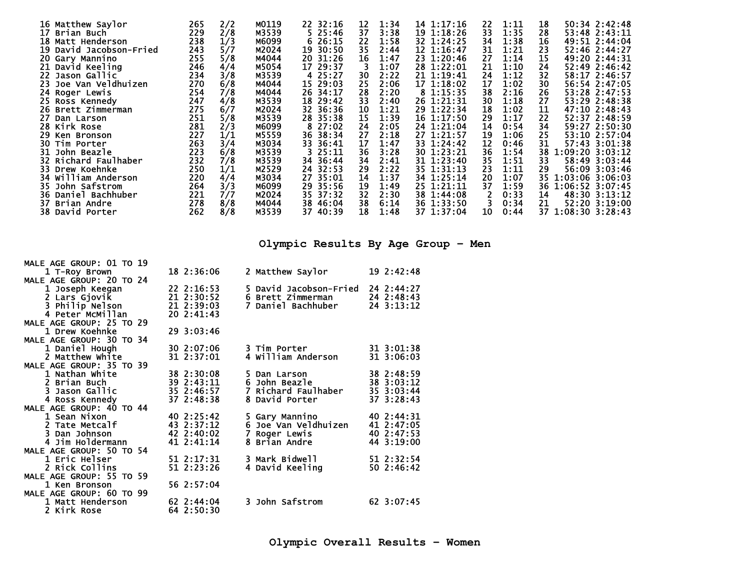| Place | Name | Bib | Div Place | Div | Swim Rank | Swim | T1 Rank | T1 | Bike Rank | Bike | T2 Rank | T2 | Run Rank | Run | Total |
|---|---|---|---|---|---|---|---|---|---|---|---|---|---|---|---|
| 16 | Matthew Saylor | 265 | 2/2 | M0119 | 22 | 32:16 | 12 | 1:34 | 14 | 1:17:16 | 22 | 1:11 | 18 | 50:34 | 2:42:48 |
| 17 | Brian Buch | 229 | 2/8 | M3539 | 5 | 25:46 | 37 | 3:38 | 19 | 1:18:26 | 33 | 1:35 | 28 | 53:48 | 2:43:11 |
| 18 | Matt Henderson | 238 | 1/3 | M6099 | 6 | 26:15 | 22 | 1:58 | 32 | 1:24:25 | 34 | 1:38 | 16 | 49:51 | 2:44:04 |
| 19 | David Jacobson-Fried | 243 | 5/7 | M2024 | 19 | 30:50 | 35 | 2:44 | 12 | 1:16:47 | 31 | 1:21 | 23 | 52:46 | 2:44:27 |
| 20 | Gary Mannino | 255 | 5/8 | M4044 | 20 | 31:26 | 16 | 1:47 | 23 | 1:20:46 | 27 | 1:14 | 15 | 49:20 | 2:44:31 |
| 21 | David Keeling | 246 | 4/4 | M5054 | 17 | 29:37 | 3 | 1:07 | 28 | 1:22:01 | 21 | 1:10 | 24 | 52:49 | 2:46:42 |
| 22 | Jason Gallic | 234 | 3/8 | M3539 | 4 | 25:27 | 30 | 2:22 | 21 | 1:19:41 | 24 | 1:12 | 32 | 58:17 | 2:46:57 |
| 23 | Joe Van Veldhuizen | 270 | 6/8 | M4044 | 15 | 29:03 | 25 | 2:06 | 17 | 1:18:02 | 17 | 1:02 | 30 | 56:54 | 2:47:05 |
| 24 | Roger Lewis | 254 | 7/8 | M4044 | 26 | 34:17 | 28 | 2:20 | 8 | 1:15:35 | 38 | 2:16 | 26 | 53:28 | 2:47:53 |
| 25 | Ross Kennedy | 247 | 4/8 | M3539 | 18 | 29:42 | 33 | 2:40 | 26 | 1:21:31 | 30 | 1:18 | 27 | 53:29 | 2:48:38 |
| 26 | Brett Zimmerman | 275 | 6/7 | M2024 | 32 | 36:36 | 10 | 1:21 | 29 | 1:22:34 | 18 | 1:02 | 11 | 47:10 | 2:48:43 |
| 27 | Dan Larson | 251 | 5/8 | M3539 | 28 | 35:38 | 15 | 1:39 | 16 | 1:17:50 | 29 | 1:17 | 22 | 52:37 | 2:48:59 |
| 28 | Kirk Rose | 281 | 2/3 | M6099 | 8 | 27:02 | 24 | 2:05 | 24 | 1:21:04 | 14 | 0:54 | 34 | 59:27 | 2:50:30 |
| 29 | Ken Bronson | 227 | 1/1 | M5559 | 36 | 38:34 | 27 | 2:18 | 27 | 1:21:57 | 19 | 1:06 | 25 | 53:10 | 2:57:04 |
| 30 | Tim Porter | 263 | 3/4 | M3034 | 33 | 36:41 | 17 | 1:47 | 33 | 1:24:42 | 12 | 0:46 | 31 | 57:43 | 3:01:38 |
| 31 | John Beazle | 223 | 6/8 | M3539 | 3 | 25:11 | 36 | 3:28 | 30 | 1:23:21 | 36 | 1:54 | 38 | 1:09:20 | 3:03:12 |
| 32 | Richard Faulhaber | 232 | 7/8 | M3539 | 34 | 36:44 | 34 | 2:41 | 31 | 1:23:40 | 35 | 1:51 | 33 | 58:49 | 3:03:44 |
| 33 | Drew Koehnke | 250 | 1/1 | M2529 | 24 | 32:53 | 29 | 2:22 | 35 | 1:31:13 | 23 | 1:11 | 29 | 56:09 | 3:03:46 |
| 34 | William Anderson | 220 | 4/4 | M3034 | 27 | 35:01 | 14 | 1:37 | 34 | 1:25:14 | 20 | 1:07 | 35 | 1:03:06 | 3:06:03 |
| 35 | John Safstrom | 264 | 3/3 | M6099 | 29 | 35:56 | 19 | 1:49 | 25 | 1:21:11 | 37 | 1:59 | 36 | 1:06:52 | 3:07:45 |
| 36 | Daniel Bachhuber | 221 | 7/7 | M2024 | 35 | 37:32 | 32 | 2:30 | 38 | 1:44:08 | 2 | 0:33 | 14 | 48:30 | 3:13:12 |
| 37 | Brian Andre | 278 | 8/8 | M4044 | 38 | 46:04 | 38 | 6:14 | 36 | 1:33:50 | 3 | 0:34 | 21 | 52:20 | 3:19:00 |
| 38 | David Porter | 262 | 8/8 | M3539 | 37 | 40:39 | 18 | 1:48 | 37 | 1:37:04 | 10 | 0:44 | 37 | 1:08:30 | 3:28:43 |

## Olympic Results By Age Group - Men

**MALE AGE GROUP: 01 TO 19**

| Place | Name | Age | Time |
|---|---|---|---|
| 1 | T-Roy Brown | 18 | 2:36:06 |
| 2 | Matthew Saylor | 19 | 2:42:48 |

**MALE AGE GROUP: 20 TO 24**

| Place | Name | Age | Time |
|---|---|---|---|
| 1 | Joseph Keegan | 22 | 2:16:53 |
| 2 | Lars Gjovik | 21 | 2:30:52 |
| 3 | Philip Nelson | 21 | 2:39:03 |
| 4 | Peter McMillan | 20 | 2:41:43 |
| 5 | David Jacobson-Fried | 24 | 2:44:27 |
| 6 | Brett Zimmerman | 24 | 2:48:43 |
| 7 | Daniel Bachhuber | 24 | 3:13:12 |

**MALE AGE GROUP: 25 TO 29**

| Place | Name | Age | Time |
|---|---|---|---|
| 1 | Drew Koehnke | 29 | 3:03:46 |

**MALE AGE GROUP: 30 TO 34**

| Place | Name | Age | Time |
|---|---|---|---|
| 1 | Daniel Hough | 30 | 2:07:06 |
| 2 | Matthew White | 31 | 2:37:01 |
| 3 | Tim Porter | 31 | 3:01:38 |
| 4 | William Anderson | 31 | 3:06:03 |

**MALE AGE GROUP: 35 TO 39**

| Place | Name | Age | Time |
|---|---|---|---|
| 1 | Nathan White | 38 | 2:30:08 |
| 2 | Brian Buch | 39 | 2:43:11 |
| 3 | Jason Gallic | 35 | 2:46:57 |
| 4 | Ross Kennedy | 37 | 2:48:38 |
| 5 | Dan Larson | 38 | 2:48:59 |
| 6 | John Beazle | 38 | 3:03:12 |
| 7 | Richard Faulhaber | 35 | 3:03:44 |
| 8 | David Porter | 37 | 3:28:43 |

**MALE AGE GROUP: 40 TO 44**

| Place | Name | Age | Time |
|---|---|---|---|
| 1 | Sean Nixon | 40 | 2:25:42 |
| 2 | Tate Metcalf | 43 | 2:37:12 |
| 3 | Dan Johnson | 42 | 2:40:02 |
| 4 | Jim Holdermann | 41 | 2:41:14 |
| 5 | Gary Mannino | 40 | 2:44:31 |
| 6 | Joe Van Veldhuizen | 41 | 2:47:05 |
| 7 | Roger Lewis | 40 | 2:47:53 |
| 8 | Brian Andre | 44 | 3:19:00 |

**MALE AGE GROUP: 50 TO 54**

| Place | Name | Age | Time |
|---|---|---|---|
| 1 | Eric Helser | 51 | 2:17:31 |
| 2 | Rick Collins | 51 | 2:23:26 |
| 3 | Mark Bidwell | 51 | 2:32:54 |
| 4 | David Keeling | 50 | 2:46:42 |

**MALE AGE GROUP: 55 TO 59**

| Place | Name | Age | Time |
|---|---|---|---|
| 1 | Ken Bronson | 56 | 2:57:04 |

**MALE AGE GROUP: 60 TO 99**

| Place | Name | Age | Time |
|---|---|---|---|
| 1 | Matt Henderson | 62 | 2:44:04 |
| 2 | Kirk Rose | 64 | 2:50:30 |
| 3 | John Safstrom | 62 | 3:07:45 |

## Olympic Overall Results - Women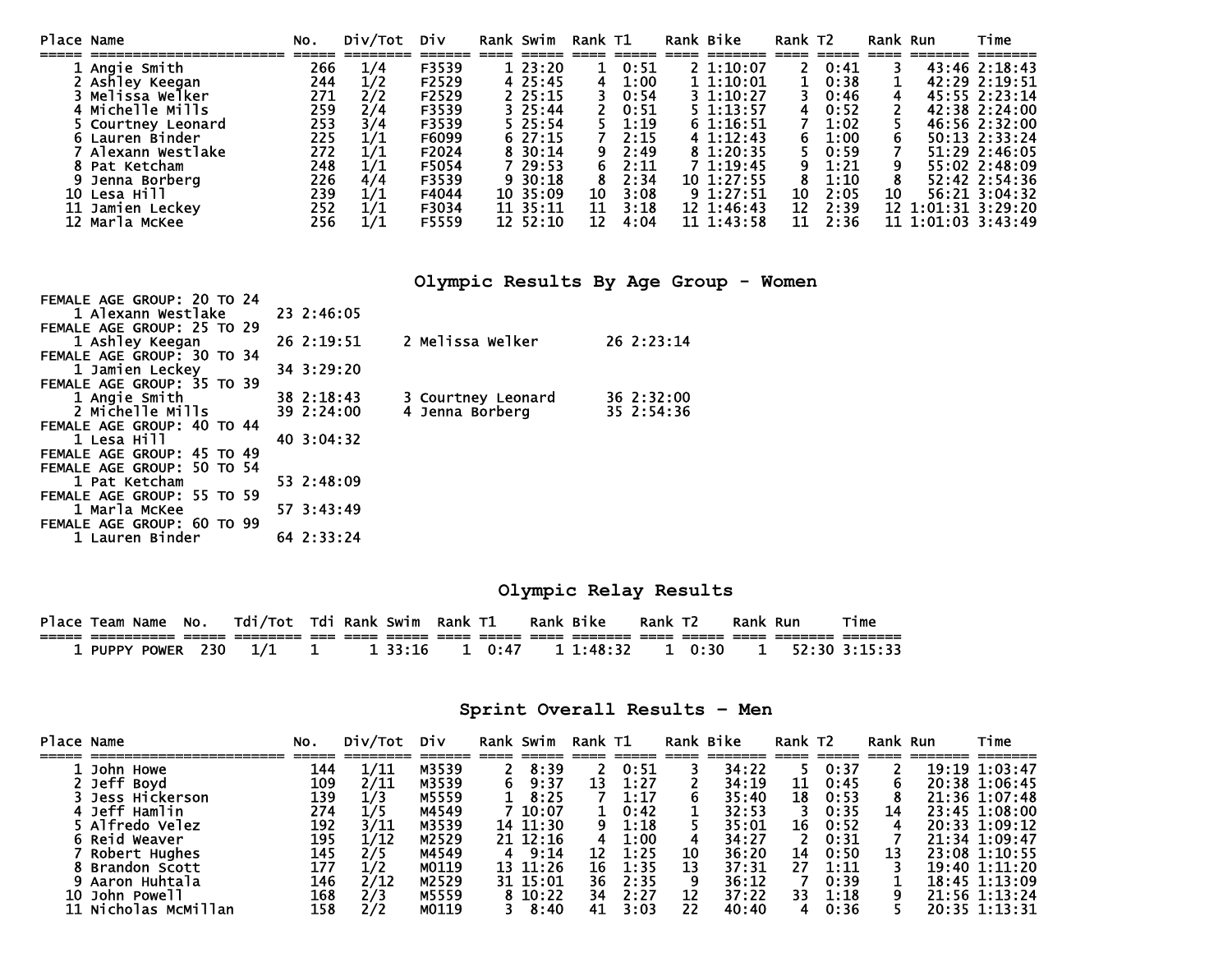| Place | Name | No. | Div/Tot | Div | Rank | Swim | Rank | T1 | Rank | Bike | Rank | T2 | Rank | Run | Time |
|---|---|---|---|---|---|---|---|---|---|---|---|---|---|---|---|
| 1 | Angie Smith | 266 | 1/4 | F3539 | 1 | 23:20 | 1 | 0:51 | 2 | 1:10:07 | 2 | 0:41 | 3 | 43:46 | 2:18:43 |
| 2 | Ashley Keegan | 244 | 1/2 | F2529 | 4 | 25:45 | 4 | 1:00 | 1 | 1:10:01 | 1 | 0:38 | 1 | 42:29 | 2:19:51 |
| 3 | Melissa Welker | 271 | 2/2 | F2529 | 2 | 25:15 | 3 | 0:54 | 3 | 1:10:27 | 3 | 0:46 | 4 | 45:55 | 2:23:14 |
| 4 | Michelle Mills | 259 | 2/4 | F3539 | 3 | 25:44 | 2 | 0:51 | 5 | 1:13:57 | 4 | 0:52 | 2 | 42:38 | 2:24:00 |
| 5 | Courtney Leonard | 253 | 3/4 | F3539 | 5 | 25:54 | 5 | 1:19 | 6 | 1:16:51 | 7 | 1:02 | 5 | 46:56 | 2:32:00 |
| 6 | Lauren Binder | 225 | 1/1 | F6099 | 6 | 27:15 | 7 | 2:15 | 4 | 1:12:43 | 6 | 1:00 | 6 | 50:13 | 2:33:24 |
| 7 | Alexann Westlake | 272 | 1/1 | F2024 | 8 | 30:14 | 9 | 2:49 | 8 | 1:20:35 | 5 | 0:59 | 7 | 51:29 | 2:46:05 |
| 8 | Pat Ketcham | 248 | 1/1 | F5054 | 7 | 29:53 | 6 | 2:11 | 7 | 1:19:45 | 9 | 1:21 | 9 | 55:02 | 2:48:09 |
| 9 | Jenna Borberg | 226 | 4/4 | F3539 | 9 | 30:18 | 8 | 2:34 | 10 | 1:27:55 | 8 | 1:10 | 8 | 52:42 | 2:54:36 |
| 10 | Lesa Hill | 239 | 1/1 | F4044 | 10 | 35:09 | 10 | 3:08 | 9 | 1:27:51 | 10 | 2:05 | 10 | 56:21 | 3:04:32 |
| 11 | Jamien Leckey | 252 | 1/1 | F3034 | 11 | 35:11 | 11 | 3:18 | 12 | 1:46:43 | 12 | 2:39 | 12 | 1:01:31 | 3:29:20 |
| 12 | Marla McKee | 256 | 1/1 | F5559 | 12 | 52:10 | 12 | 4:04 | 11 | 1:43:58 | 11 | 2:36 | 11 | 1:01:03 | 3:43:49 |

## Olympic Results By Age Group - Women

FEMALE AGE GROUP: 20 TO 24
1 Alexann Westlake 23 2:46:05

FEMALE AGE GROUP: 25 TO 29
1 Ashley Keegan 26 2:19:51
2 Melissa Welker 26 2:23:14

FEMALE AGE GROUP: 30 TO 34
1 Jamien Leckey 34 3:29:20

FEMALE AGE GROUP: 35 TO 39
1 Angie Smith 38 2:18:43
2 Michelle Mills 39 2:24:00
3 Courtney Leonard 36 2:32:00
4 Jenna Borberg 35 2:54:36

FEMALE AGE GROUP: 40 TO 44
1 Lesa Hill 40 3:04:32

FEMALE AGE GROUP: 45 TO 49

FEMALE AGE GROUP: 50 TO 54
1 Pat Ketcham 53 2:48:09

FEMALE AGE GROUP: 55 TO 59
1 Marla McKee 57 3:43:49

FEMALE AGE GROUP: 60 TO 99
1 Lauren Binder 64 2:33:24

## Olympic Relay Results

| Place | Team Name | No. | Tdi/Tot | Tdi | Rank | Swim | Rank | T1 | Rank | Bike | Rank | T2 | Rank | Run | Time |
|---|---|---|---|---|---|---|---|---|---|---|---|---|---|---|---|
| 1 | PUPPY POWER | 230 | 1/1 | 1 | 1 | 33:16 | 1 | 0:47 | 1 | 1:48:32 | 1 | 0:30 | 1 | 52:30 | 3:15:33 |

## Sprint Overall Results - Men

| Place | Name | No. | Div/Tot | Div | Rank | Swim | Rank | T1 | Rank | Bike | Rank | T2 | Rank | Run | Time |
|---|---|---|---|---|---|---|---|---|---|---|---|---|---|---|---|
| 1 | John Howe | 144 | 1/11 | M3539 | 2 | 8:39 | 2 | 0:51 | 3 | 34:22 | 5 | 0:37 | 2 | 19:19 | 1:03:47 |
| 2 | Jeff Boyd | 109 | 2/11 | M3539 | 6 | 9:37 | 13 | 1:27 | 2 | 34:19 | 11 | 0:45 | 6 | 20:38 | 1:06:45 |
| 3 | Jess Hickerson | 139 | 1/3 | M5559 | 1 | 8:25 | 7 | 1:17 | 6 | 35:40 | 18 | 0:53 | 8 | 21:36 | 1:07:48 |
| 4 | Jeff Hamlin | 274 | 1/5 | M4549 | 7 | 10:07 | 1 | 0:42 | 1 | 32:53 | 3 | 0:35 | 14 | 23:45 | 1:08:00 |
| 5 | Alfredo Velez | 192 | 3/11 | M3539 | 14 | 11:30 | 9 | 1:18 | 5 | 35:01 | 16 | 0:52 | 4 | 20:33 | 1:09:12 |
| 6 | Reid Weaver | 195 | 1/12 | M2529 | 21 | 12:16 | 4 | 1:00 | 4 | 34:27 | 2 | 0:31 | 7 | 21:34 | 1:09:47 |
| 7 | Robert Hughes | 145 | 2/5 | M4549 | 4 | 9:14 | 12 | 1:25 | 10 | 36:20 | 14 | 0:50 | 13 | 23:08 | 1:10:55 |
| 8 | Brandon Scott | 177 | 1/2 | M0119 | 13 | 11:26 | 16 | 1:35 | 13 | 37:31 | 27 | 1:11 | 3 | 19:40 | 1:11:20 |
| 9 | Aaron Huhtala | 146 | 2/12 | M2529 | 31 | 15:01 | 36 | 2:35 | 9 | 36:12 | 7 | 0:39 | 1 | 18:45 | 1:13:09 |
| 10 | John Powell | 168 | 2/3 | M5559 | 8 | 10:22 | 34 | 2:27 | 12 | 37:22 | 33 | 1:18 | 9 | 21:56 | 1:13:24 |
| 11 | Nicholas McMillan | 158 | 2/2 | M0119 | 3 | 8:40 | 41 | 3:03 | 22 | 40:40 | 4 | 0:36 | 5 | 20:35 | 1:13:31 |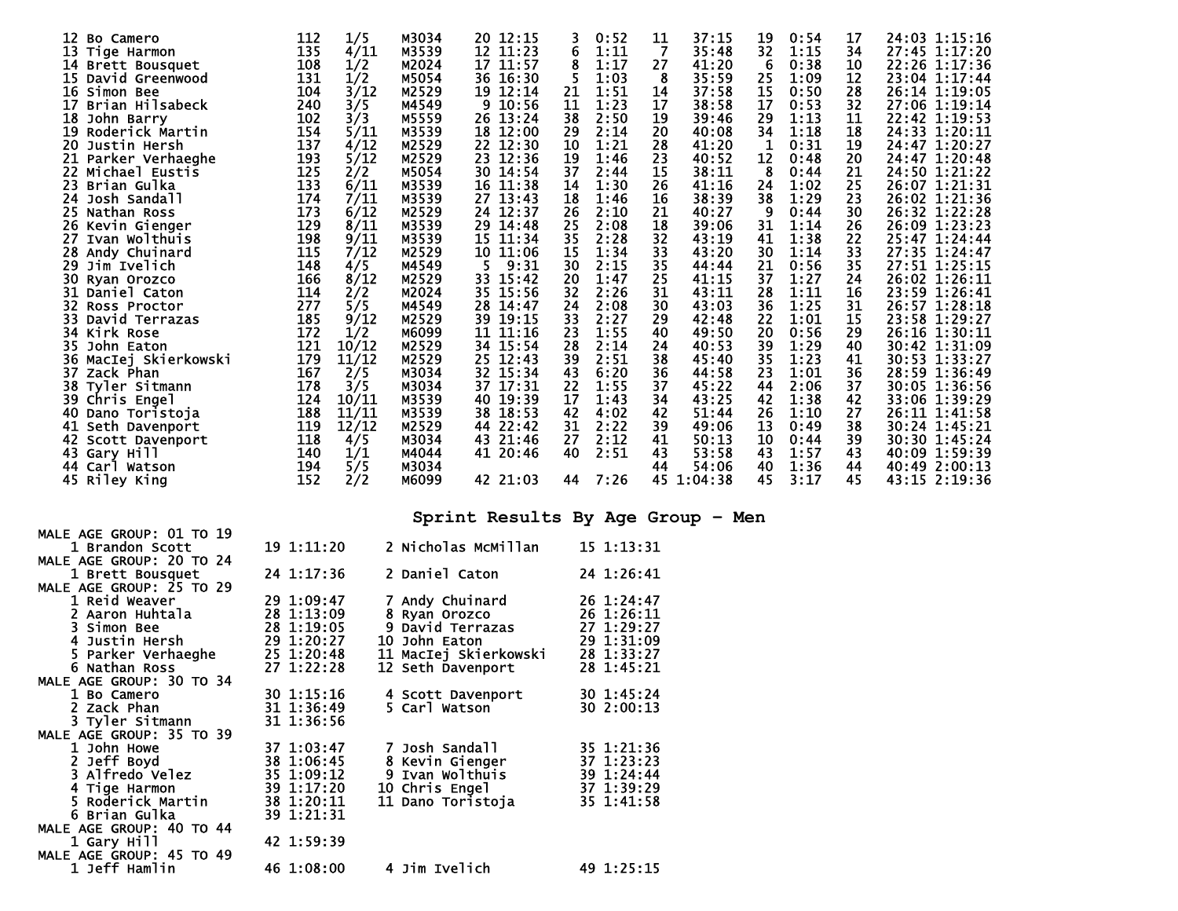| Place | Name | Bib | Div | Group | Swim Rank | Swim | T1 Rank | T1 | Bike Rank | Bike | T2 Rank | T2 | Run Rank | Run | Total |
|---|---|---|---|---|---|---|---|---|---|---|---|---|---|---|---|
| 12 | Bo Camero | 112 | 1/5 | M3034 | 20 | 12:15 | 3 | 0:52 | 11 | 37:15 | 19 | 0:54 | 17 | 24:03 | 1:15:16 |
| 13 | Tige Harmon | 135 | 4/11 | M3539 | 12 | 11:23 | 6 | 1:11 | 7 | 35:48 | 32 | 1:15 | 34 | 27:45 | 1:17:20 |
| 14 | Brett Bousquet | 108 | 1/2 | M2024 | 17 | 11:57 | 8 | 1:17 | 27 | 41:20 | 6 | 0:38 | 10 | 22:26 | 1:17:36 |
| 15 | David Greenwood | 131 | 1/2 | M5054 | 36 | 16:30 | 5 | 1:03 | 8 | 35:59 | 25 | 1:09 | 12 | 23:04 | 1:17:44 |
| 16 | Simon Bee | 104 | 3/12 | M2529 | 19 | 12:14 | 21 | 1:51 | 14 | 37:58 | 15 | 0:50 | 28 | 26:14 | 1:19:05 |
| 17 | Brian Hilsabeck | 240 | 3/5 | M4549 | 9 | 10:56 | 11 | 1:23 | 17 | 38:58 | 17 | 0:53 | 32 | 27:06 | 1:19:14 |
| 18 | John Barry | 102 | 3/3 | M5559 | 26 | 13:24 | 38 | 2:50 | 19 | 39:46 | 29 | 1:13 | 11 | 22:42 | 1:19:53 |
| 19 | Roderick Martin | 154 | 5/11 | M3539 | 18 | 12:00 | 29 | 2:14 | 20 | 40:08 | 34 | 1:18 | 18 | 24:33 | 1:20:11 |
| 20 | Justin Hersh | 137 | 4/12 | M2529 | 22 | 12:30 | 10 | 1:21 | 28 | 41:20 | 1 | 0:31 | 19 | 24:47 | 1:20:27 |
| 21 | Parker Verhaeghe | 193 | 5/12 | M2529 | 23 | 12:36 | 19 | 1:46 | 23 | 40:52 | 12 | 0:48 | 20 | 24:47 | 1:20:48 |
| 22 | Michael Eustis | 125 | 2/2 | M5054 | 30 | 14:54 | 37 | 2:44 | 15 | 38:11 | 8 | 0:44 | 21 | 24:50 | 1:21:22 |
| 23 | Brian Gulka | 133 | 6/11 | M3539 | 16 | 11:38 | 14 | 1:30 | 26 | 41:16 | 24 | 1:02 | 25 | 26:07 | 1:21:31 |
| 24 | Josh Sandall | 174 | 7/11 | M3539 | 27 | 13:43 | 18 | 1:46 | 16 | 38:39 | 38 | 1:29 | 23 | 26:02 | 1:21:36 |
| 25 | Nathan Ross | 173 | 6/12 | M2529 | 24 | 12:37 | 26 | 2:10 | 21 | 40:27 | 9 | 0:44 | 30 | 26:32 | 1:22:28 |
| 26 | Kevin Gienger | 129 | 8/11 | M3539 | 29 | 14:48 | 25 | 2:08 | 18 | 39:06 | 31 | 1:14 | 26 | 26:09 | 1:23:23 |
| 27 | Ivan Wolthuis | 198 | 9/11 | M3539 | 15 | 11:34 | 35 | 2:28 | 32 | 43:19 | 41 | 1:38 | 22 | 25:47 | 1:24:44 |
| 28 | Andy Chuinard | 115 | 7/12 | M2529 | 10 | 11:06 | 15 | 1:34 | 33 | 43:20 | 30 | 1:14 | 33 | 27:35 | 1:24:47 |
| 29 | Jim Ivelich | 148 | 4/5 | M4549 | 5 | 9:31 | 30 | 2:15 | 35 | 44:44 | 21 | 0:56 | 35 | 27:51 | 1:25:15 |
| 30 | Ryan Orozco | 166 | 8/12 | M2529 | 33 | 15:42 | 20 | 1:47 | 25 | 41:15 | 37 | 1:27 | 24 | 26:02 | 1:26:11 |
| 31 | Daniel Caton | 114 | 2/2 | M2024 | 35 | 15:56 | 32 | 2:26 | 31 | 43:11 | 28 | 1:11 | 16 | 23:59 | 1:26:41 |
| 32 | Ross Proctor | 277 | 5/5 | M4549 | 28 | 14:47 | 24 | 2:08 | 30 | 43:03 | 36 | 1:25 | 31 | 26:57 | 1:28:18 |
| 33 | David Terrazas | 185 | 9/12 | M2529 | 39 | 19:15 | 33 | 2:27 | 29 | 42:48 | 22 | 1:01 | 15 | 23:58 | 1:29:27 |
| 34 | Kirk Rose | 172 | 1/2 | M6099 | 11 | 11:16 | 23 | 1:55 | 40 | 49:50 | 20 | 0:56 | 29 | 26:16 | 1:30:11 |
| 35 | John Eaton | 121 | 10/12 | M2529 | 34 | 15:54 | 28 | 2:14 | 24 | 40:53 | 39 | 1:29 | 40 | 30:42 | 1:31:09 |
| 36 | MacIej Skierkowski | 179 | 11/12 | M2529 | 25 | 12:43 | 39 | 2:51 | 38 | 45:40 | 35 | 1:23 | 41 | 30:53 | 1:33:27 |
| 37 | Zack Phan | 167 | 2/5 | M3034 | 32 | 15:34 | 43 | 6:20 | 36 | 44:58 | 23 | 1:01 | 36 | 28:59 | 1:36:49 |
| 38 | Tyler Sitmann | 178 | 3/5 | M3034 | 37 | 17:31 | 22 | 1:55 | 37 | 45:22 | 44 | 2:06 | 37 | 30:05 | 1:36:56 |
| 39 | Chris Engel | 124 | 10/11 | M3539 | 40 | 19:39 | 17 | 1:43 | 34 | 43:25 | 42 | 1:38 | 42 | 33:06 | 1:39:29 |
| 40 | Dano Toristoja | 188 | 11/11 | M3539 | 38 | 18:53 | 42 | 4:02 | 42 | 51:44 | 26 | 1:10 | 27 | 26:11 | 1:41:58 |
| 41 | Seth Davenport | 119 | 12/12 | M2529 | 44 | 22:42 | 31 | 2:22 | 39 | 49:06 | 13 | 0:49 | 38 | 30:24 | 1:45:21 |
| 42 | Scott Davenport | 118 | 4/5 | M3034 | 43 | 21:46 | 27 | 2:12 | 41 | 50:13 | 10 | 0:44 | 39 | 30:30 | 1:45:24 |
| 43 | Gary Hill | 140 | 1/1 | M4044 | 41 | 20:46 | 40 | 2:51 | 43 | 53:58 | 43 | 1:57 | 43 | 40:09 | 1:59:39 |
| 44 | Carl Watson | 194 | 5/5 | M3034 | | | | | 44 | 54:06 | 40 | 1:36 | 44 | 40:49 | 2:00:13 |
| 45 | Riley King | 152 | 2/2 | M6099 | 42 | 21:03 | 44 | 7:26 | 45 | 1:04:38 | 45 | 3:17 | 45 | 43:15 | 2:19:36 |

## Sprint Results By Age Group - Men

MALE AGE GROUP: 01 TO 19

| Place | Name | Age | Time | Place | Name | Age | Time |
|---|---|---|---|---|---|---|---|
| 1 | Brandon Scott | 19 | 1:11:20 | 2 | Nicholas McMillan | 15 | 1:13:31 |

MALE AGE GROUP: 20 TO 24

| Place | Name | Age | Time | Place | Name | Age | Time |
|---|---|---|---|---|---|---|---|
| 1 | Brett Bousquet | 24 | 1:17:36 | 2 | Daniel Caton | 24 | 1:26:41 |

MALE AGE GROUP: 25 TO 29

| Place | Name | Age | Time | Place | Name | Age | Time |
|---|---|---|---|---|---|---|---|
| 1 | Reid Weaver | 29 | 1:09:47 | 7 | Andy Chuinard | 26 | 1:24:47 |
| 2 | Aaron Huhtala | 28 | 1:13:09 | 8 | Ryan Orozco | 26 | 1:26:11 |
| 3 | Simon Bee | 28 | 1:19:05 | 9 | David Terrazas | 27 | 1:29:27 |
| 4 | Justin Hersh | 29 | 1:20:27 | 10 | John Eaton | 29 | 1:31:09 |
| 5 | Parker Verhaeghe | 25 | 1:20:48 | 11 | MacIej Skierkowski | 28 | 1:33:27 |
| 6 | Nathan Ross | 27 | 1:22:28 | 12 | Seth Davenport | 28 | 1:45:21 |

MALE AGE GROUP: 30 TO 34

| Place | Name | Age | Time | Place | Name | Age | Time |
|---|---|---|---|---|---|---|---|
| 1 | Bo Camero | 30 | 1:15:16 | 4 | Scott Davenport | 30 | 1:45:24 |
| 2 | Zack Phan | 31 | 1:36:49 | 5 | Carl Watson | 30 | 2:00:13 |
| 3 | Tyler Sitmann | 31 | 1:36:56 | | | | |

MALE AGE GROUP: 35 TO 39

| Place | Name | Age | Time | Place | Name | Age | Time |
|---|---|---|---|---|---|---|---|
| 1 | John Howe | 37 | 1:03:47 | 7 | Josh Sandall | 35 | 1:21:36 |
| 2 | Jeff Boyd | 38 | 1:06:45 | 8 | Kevin Gienger | 37 | 1:23:23 |
| 3 | Alfredo Velez | 35 | 1:09:12 | 9 | Ivan Wolthuis | 39 | 1:24:44 |
| 4 | Tige Harmon | 39 | 1:17:20 | 10 | Chris Engel | 37 | 1:39:29 |
| 5 | Roderick Martin | 38 | 1:20:11 | 11 | Dano Toristoja | 35 | 1:41:58 |
| 6 | Brian Gulka | 39 | 1:21:31 | | | | |

MALE AGE GROUP: 40 TO 44

| Place | Name | Age | Time |
|---|---|---|---|
| 1 | Gary Hill | 42 | 1:59:39 |

MALE AGE GROUP: 45 TO 49

| Place | Name | Age | Time | Place | Name | Age | Time |
|---|---|---|---|---|---|---|---|
| 1 | Jeff Hamlin | 46 | 1:08:00 | 4 | Jim Ivelich | 49 | 1:25:15 |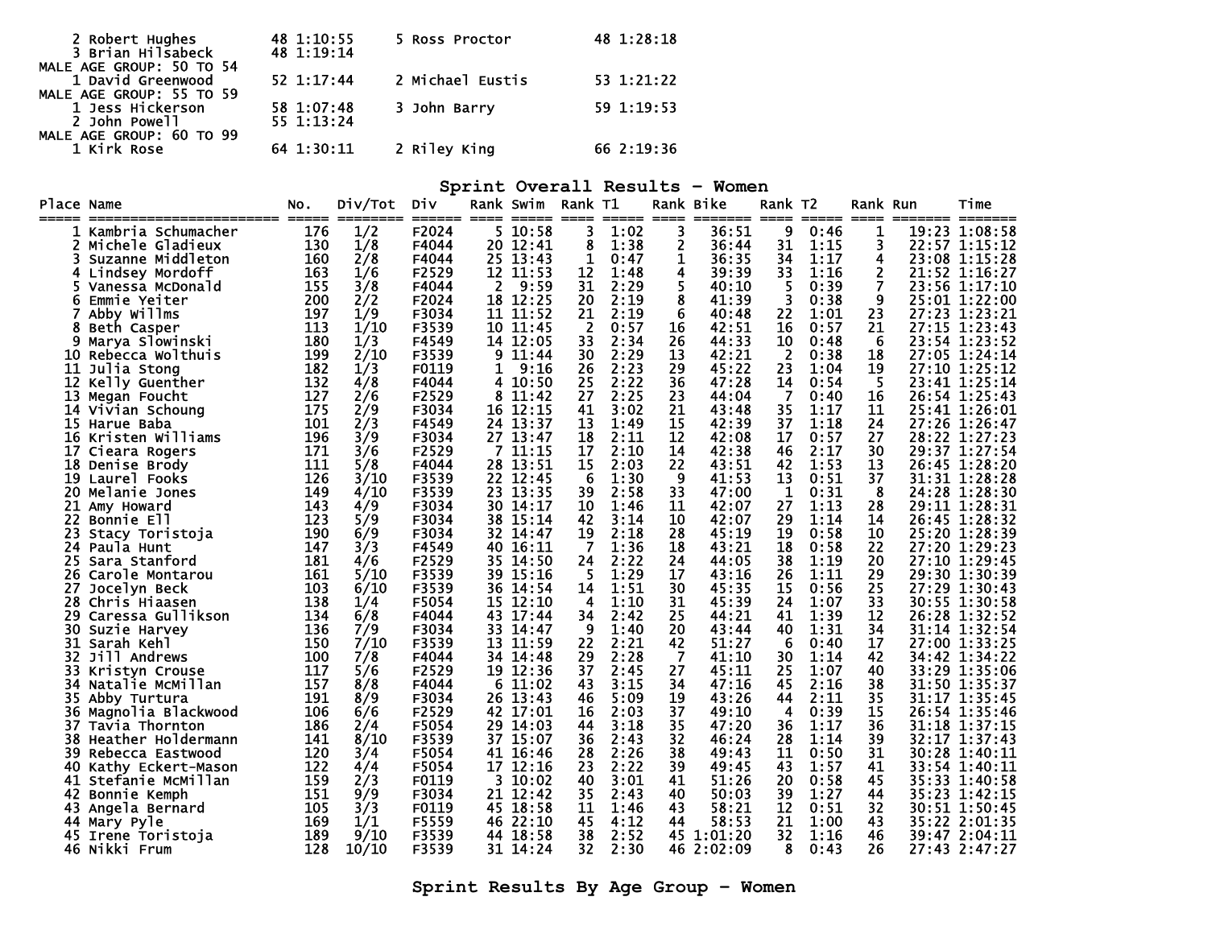| | | | | |
|---|---|---|---|---|
| 2 Robert Hughes | 48 1:10:55 | 5 Ross Proctor | 48 1:28:18 |
| 3 Brian Hilsabeck | 48 1:19:14 | | |

MALE AGE GROUP: 50 TO 54

| | | | |
|---|---|---|---|
| 1 David Greenwood | 52 1:17:44 | 2 Michael Eustis | 53 1:21:22 |

MALE AGE GROUP: 55 TO 59

| | | | |
|---|---|---|---|
| 1 Jess Hickerson | 58 1:07:48 | 3 John Barry | 59 1:19:53 |
| 2 John Powell | 55 1:13:24 | | |

MALE AGE GROUP: 60 TO 99

| | | | |
|---|---|---|---|
| 1 Kirk Rose | 64 1:30:11 | 2 Riley King | 66 2:19:36 |

## Sprint Overall Results - Women

| Place | Name | No. | Div/Tot | Div | Rank | Swim | Rank | T1 | Rank | Bike | Rank | T2 | Rank | Run | Time |
|---|---|---|---|---|---|---|---|---|---|---|---|---|---|---|---|
| 1 | Kambria Schumacher | 176 | 1/2 | F2024 | 5 | 10:58 | 3 | 1:02 | 3 | 36:51 | 9 | 0:46 | 1 | 19:23 | 1:08:58 |
| 2 | Michele Gladieux | 130 | 1/8 | F4044 | 20 | 12:41 | 8 | 1:38 | 2 | 36:44 | 31 | 1:15 | 3 | 22:57 | 1:15:12 |
| 3 | Suzanne Middleton | 160 | 2/8 | F4044 | 25 | 13:43 | 1 | 0:47 | 1 | 36:35 | 34 | 1:17 | 4 | 23:08 | 1:15:28 |
| 4 | Lindsey Mordoff | 163 | 1/6 | F2529 | 12 | 11:53 | 12 | 1:48 | 4 | 39:39 | 33 | 1:16 | 2 | 21:52 | 1:16:27 |
| 5 | Vanessa McDonald | 155 | 3/8 | F4044 | 2 | 9:59 | 31 | 2:29 | 5 | 40:10 | 5 | 0:39 | 7 | 23:56 | 1:17:10 |
| 6 | Emmie Yeiter | 200 | 2/2 | F2024 | 18 | 12:25 | 20 | 2:19 | 8 | 41:39 | 3 | 0:38 | 9 | 25:01 | 1:22:00 |
| 7 | Abby Willms | 197 | 1/9 | F3034 | 11 | 11:52 | 21 | 2:19 | 6 | 40:48 | 22 | 1:01 | 23 | 27:23 | 1:23:21 |
| 8 | Beth Casper | 113 | 1/10 | F3539 | 10 | 11:45 | 2 | 0:57 | 16 | 42:51 | 16 | 0:57 | 21 | 27:15 | 1:23:43 |
| 9 | Marya Slowinski | 180 | 1/3 | F4549 | 14 | 12:05 | 33 | 2:34 | 26 | 44:33 | 10 | 0:48 | 6 | 23:54 | 1:23:52 |
| 10 | Rebecca Wolthuis | 199 | 2/10 | F3539 | 9 | 11:44 | 30 | 2:29 | 13 | 42:21 | 2 | 0:38 | 18 | 27:05 | 1:24:14 |
| 11 | Julia Stong | 182 | 1/3 | F0119 | 1 | 9:16 | 26 | 2:23 | 29 | 45:22 | 23 | 1:04 | 19 | 27:10 | 1:25:12 |
| 12 | Kelly Guenther | 132 | 4/8 | F4044 | 4 | 10:50 | 25 | 2:22 | 36 | 47:28 | 14 | 0:54 | 5 | 23:41 | 1:25:14 |
| 13 | Megan Foucht | 127 | 2/6 | F2529 | 8 | 11:42 | 27 | 2:25 | 23 | 44:04 | 7 | 0:40 | 16 | 26:54 | 1:25:43 |
| 14 | Vivian Schoung | 175 | 2/9 | F3034 | 16 | 12:15 | 41 | 3:02 | 21 | 43:48 | 35 | 1:17 | 11 | 25:41 | 1:26:01 |
| 15 | Harue Baba | 101 | 2/3 | F4549 | 24 | 13:37 | 13 | 1:49 | 15 | 42:39 | 37 | 1:18 | 24 | 27:26 | 1:26:47 |
| 16 | Kristen Williams | 196 | 3/9 | F3034 | 27 | 13:47 | 18 | 2:11 | 12 | 42:08 | 17 | 0:57 | 27 | 28:22 | 1:27:23 |
| 17 | Cieara Rogers | 171 | 3/6 | F2529 | 7 | 11:15 | 17 | 2:10 | 14 | 42:38 | 46 | 2:17 | 30 | 29:37 | 1:27:54 |
| 18 | Denise Brody | 111 | 5/8 | F4044 | 28 | 13:51 | 15 | 2:03 | 22 | 43:51 | 42 | 1:53 | 13 | 26:45 | 1:28:20 |
| 19 | Laurel Fooks | 126 | 3/10 | F3539 | 22 | 12:45 | 6 | 1:30 | 9 | 41:53 | 13 | 0:51 | 37 | 31:31 | 1:28:28 |
| 20 | Melanie Jones | 149 | 4/10 | F3539 | 23 | 13:35 | 39 | 2:58 | 33 | 47:00 | 1 | 0:31 | 8 | 24:28 | 1:28:30 |
| 21 | Amy Howard | 143 | 4/9 | F3034 | 30 | 14:17 | 10 | 1:46 | 11 | 42:07 | 27 | 1:13 | 28 | 29:11 | 1:28:31 |
| 22 | Bonnie Ell | 123 | 5/9 | F3034 | 38 | 15:14 | 42 | 3:14 | 10 | 42:07 | 29 | 1:14 | 14 | 26:45 | 1:28:32 |
| 23 | Stacy Toristoja | 190 | 6/9 | F3034 | 32 | 14:47 | 19 | 2:18 | 28 | 45:19 | 19 | 0:58 | 10 | 25:20 | 1:28:39 |
| 24 | Paula Hunt | 147 | 3/3 | F4549 | 40 | 16:11 | 7 | 1:36 | 18 | 43:21 | 18 | 0:58 | 22 | 27:20 | 1:29:23 |
| 25 | Sara Stanford | 181 | 4/6 | F2529 | 35 | 14:50 | 24 | 2:22 | 24 | 44:05 | 38 | 1:19 | 20 | 27:10 | 1:29:45 |
| 26 | Carole Montarou | 161 | 5/10 | F3539 | 39 | 15:16 | 5 | 1:29 | 17 | 43:16 | 26 | 1:11 | 29 | 29:30 | 1:30:39 |
| 27 | Jocelyn Beck | 103 | 6/10 | F3539 | 36 | 14:54 | 14 | 1:51 | 30 | 45:35 | 15 | 0:56 | 25 | 27:29 | 1:30:43 |
| 28 | Chris Hiaasen | 138 | 1/4 | F5054 | 15 | 12:10 | 4 | 1:10 | 31 | 45:39 | 24 | 1:07 | 33 | 30:55 | 1:30:58 |
| 29 | Caressa Gullikson | 134 | 6/8 | F4044 | 43 | 17:44 | 34 | 2:42 | 25 | 44:21 | 41 | 1:39 | 12 | 26:28 | 1:32:52 |
| 30 | Suzie Harvey | 136 | 7/9 | F3034 | 33 | 14:47 | 9 | 1:40 | 20 | 43:44 | 40 | 1:31 | 34 | 31:14 | 1:32:54 |
| 31 | Sarah Kehl | 150 | 7/10 | F3539 | 13 | 11:59 | 22 | 2:21 | 42 | 51:27 | 6 | 0:40 | 17 | 27:00 | 1:33:25 |
| 32 | Jill Andrews | 100 | 7/8 | F4044 | 34 | 14:48 | 29 | 2:28 | 7 | 41:10 | 30 | 1:14 | 42 | 34:42 | 1:34:22 |
| 33 | Kristyn Crouse | 117 | 5/6 | F2529 | 19 | 12:36 | 37 | 2:45 | 27 | 45:11 | 25 | 1:07 | 40 | 33:29 | 1:35:06 |
| 34 | Natalie McMillan | 157 | 8/8 | F4044 | 6 | 11:02 | 43 | 3:15 | 34 | 47:16 | 45 | 2:16 | 38 | 31:50 | 1:35:37 |
| 35 | Abby Turtura | 191 | 8/9 | F3034 | 26 | 13:43 | 46 | 5:09 | 19 | 43:26 | 44 | 2:11 | 35 | 31:17 | 1:35:45 |
| 36 | Magnolia Blackwood | 106 | 6/6 | F2529 | 42 | 17:01 | 16 | 2:03 | 37 | 49:10 | 4 | 0:39 | 15 | 26:54 | 1:35:46 |
| 37 | Tavia Thornton | 186 | 2/4 | F5054 | 29 | 14:03 | 44 | 3:18 | 35 | 47:20 | 36 | 1:17 | 36 | 31:18 | 1:37:15 |
| 38 | Heather Holdermann | 141 | 8/10 | F3539 | 37 | 15:07 | 36 | 2:43 | 32 | 46:24 | 28 | 1:14 | 39 | 32:17 | 1:37:43 |
| 39 | Rebecca Eastwood | 120 | 3/4 | F5054 | 41 | 16:46 | 28 | 2:26 | 38 | 49:43 | 11 | 0:50 | 31 | 30:28 | 1:40:11 |
| 40 | Kathy Eckert-Mason | 122 | 4/4 | F5054 | 17 | 12:16 | 23 | 2:22 | 39 | 49:45 | 43 | 1:57 | 41 | 33:54 | 1:40:11 |
| 41 | Stefanie McMillan | 159 | 2/3 | F0119 | 3 | 10:02 | 40 | 3:01 | 41 | 51:26 | 20 | 0:58 | 45 | 35:33 | 1:40:58 |
| 42 | Bonnie Kemph | 151 | 9/9 | F3034 | 21 | 12:42 | 35 | 2:43 | 40 | 50:03 | 39 | 1:27 | 44 | 35:23 | 1:42:15 |
| 43 | Angela Bernard | 105 | 3/3 | F0119 | 45 | 18:58 | 11 | 1:46 | 43 | 58:21 | 12 | 0:51 | 32 | 30:51 | 1:50:45 |
| 44 | Mary Pyle | 169 | 1/1 | F5559 | 46 | 22:10 | 45 | 4:12 | 44 | 58:53 | 21 | 1:00 | 43 | 35:22 | 2:01:35 |
| 45 | Irene Toristoja | 189 | 9/10 | F3539 | 44 | 18:58 | 38 | 2:52 | 45 | 1:01:20 | 32 | 1:16 | 46 | 39:47 | 2:04:11 |
| 46 | Nikki Frum | 128 | 10/10 | F3539 | 31 | 14:24 | 32 | 2:30 | 46 | 2:02:09 | 8 | 0:43 | 26 | 27:43 | 2:47:27 |

## Sprint Results By Age Group - Women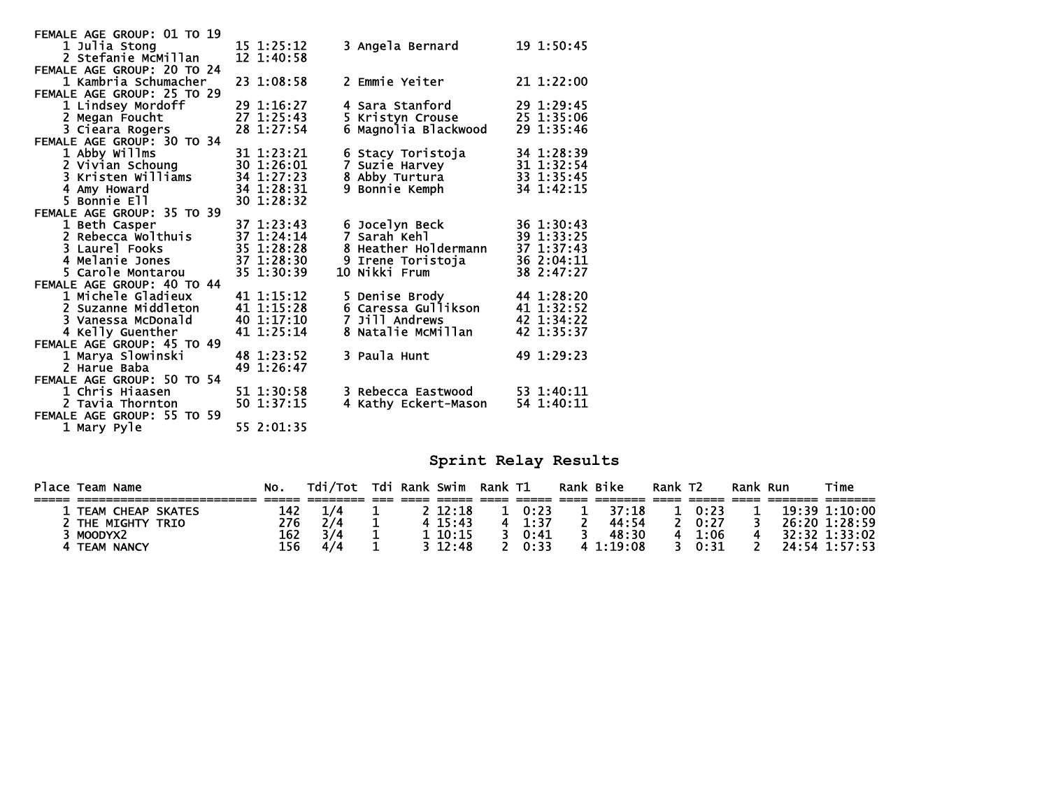FEMALE AGE GROUP: 01 TO 19

| | | | | | | | |
|---|---|---|---|---|---|---|---|
| 1 | Julia Stong | 15 | 1:25:12 | 3 | Angela Bernard | 19 | 1:50:45 |
| 2 | Stefanie McMillan | 12 | 1:40:58 | | | | |

FEMALE AGE GROUP: 20 TO 24

| | | | | | | | |
|---|---|---|---|---|---|---|---|
| 1 | Kambria Schumacher | 23 | 1:08:58 | 2 | Emmie Yeiter | 21 | 1:22:00 |

FEMALE AGE GROUP: 25 TO 29

| | | | | | | | |
|---|---|---|---|---|---|---|---|
| 1 | Lindsey Mordoff | 29 | 1:16:27 | 4 | Sara Stanford | 29 | 1:29:45 |
| 2 | Megan Foucht | 27 | 1:25:43 | 5 | Kristyn Crouse | 25 | 1:35:06 |
| 3 | Cieara Rogers | 28 | 1:27:54 | 6 | Magnolia Blackwood | 29 | 1:35:46 |

FEMALE AGE GROUP: 30 TO 34

| | | | | | | | |
|---|---|---|---|---|---|---|---|
| 1 | Abby Willms | 31 | 1:23:21 | 6 | Stacy Toristoja | 34 | 1:28:39 |
| 2 | Vivian Schoung | 30 | 1:26:01 | 7 | Suzie Harvey | 31 | 1:32:54 |
| 3 | Kristen Williams | 34 | 1:27:23 | 8 | Abby Turtura | 33 | 1:35:45 |
| 4 | Amy Howard | 34 | 1:28:31 | 9 | Bonnie Kemph | 34 | 1:42:15 |
| 5 | Bonnie Ell | 30 | 1:28:32 | | | | |

FEMALE AGE GROUP: 35 TO 39

| | | | | | | | |
|---|---|---|---|---|---|---|---|
| 1 | Beth Casper | 37 | 1:23:43 | 6 | Jocelyn Beck | 36 | 1:30:43 |
| 2 | Rebecca Wolthuis | 37 | 1:24:14 | 7 | Sarah Kehl | 39 | 1:33:25 |
| 3 | Laurel Fooks | 35 | 1:28:28 | 8 | Heather Holdermann | 37 | 1:37:43 |
| 4 | Melanie Jones | 37 | 1:28:30 | 9 | Irene Toristoja | 36 | 2:04:11 |
| 5 | Carole Montarou | 35 | 1:30:39 | 10 | Nikki Frum | 38 | 2:47:27 |

FEMALE AGE GROUP: 40 TO 44

| | | | | | | | |
|---|---|---|---|---|---|---|---|
| 1 | Michele Gladieux | 41 | 1:15:12 | 5 | Denise Brody | 44 | 1:28:20 |
| 2 | Suzanne Middleton | 41 | 1:15:28 | 6 | Caressa Gullikson | 41 | 1:32:52 |
| 3 | Vanessa McDonald | 40 | 1:17:10 | 7 | Jill Andrews | 42 | 1:34:22 |
| 4 | Kelly Guenther | 41 | 1:25:14 | 8 | Natalie McMillan | 42 | 1:35:37 |

FEMALE AGE GROUP: 45 TO 49

| | | | | | | | |
|---|---|---|---|---|---|---|---|
| 1 | Marya Slowinski | 48 | 1:23:52 | 3 | Paula Hunt | 49 | 1:29:23 |
| 2 | Harue Baba | 49 | 1:26:47 | | | | |

FEMALE AGE GROUP: 50 TO 54

| | | | | | | | |
|---|---|---|---|---|---|---|---|
| 1 | Chris Hiaasen | 51 | 1:30:58 | 3 | Rebecca Eastwood | 53 | 1:40:11 |
| 2 | Tavia Thornton | 50 | 1:37:15 | 4 | Kathy Eckert-Mason | 54 | 1:40:11 |

FEMALE AGE GROUP: 55 TO 59

| | | | |
|---|---|---|---|
| 1 | Mary Pyle | 55 | 2:01:35 |

## Sprint Relay Results

| Place | Team Name | No. | Tdi/Tot | Tdi | Rank | Swim | Rank | T1 | Rank | Bike | Rank | T2 | Rank | Run | Time |
|---|---|---|---|---|---|---|---|---|---|---|---|---|---|---|---|
| 1 | TEAM CHEAP SKATES | 142 | 1/4 | 1 | 2 | 12:18 | 1 | 0:23 | 1 | 37:18 | 1 | 0:23 | 1 | 19:39 | 1:10:00 |
| 2 | THE MIGHTY TRIO | 276 | 2/4 | 1 | 4 | 15:43 | 4 | 1:37 | 2 | 44:54 | 2 | 0:27 | 3 | 26:20 | 1:28:59 |
| 3 | MOODYX2 | 162 | 3/4 | 1 | 1 | 10:15 | 3 | 0:41 | 3 | 48:30 | 4 | 1:06 | 4 | 32:32 | 1:33:02 |
| 4 | TEAM NANCY | 156 | 4/4 | 1 | 3 | 12:48 | 2 | 0:33 | 4 | 1:19:08 | 3 | 0:31 | 2 | 24:54 | 1:57:53 |